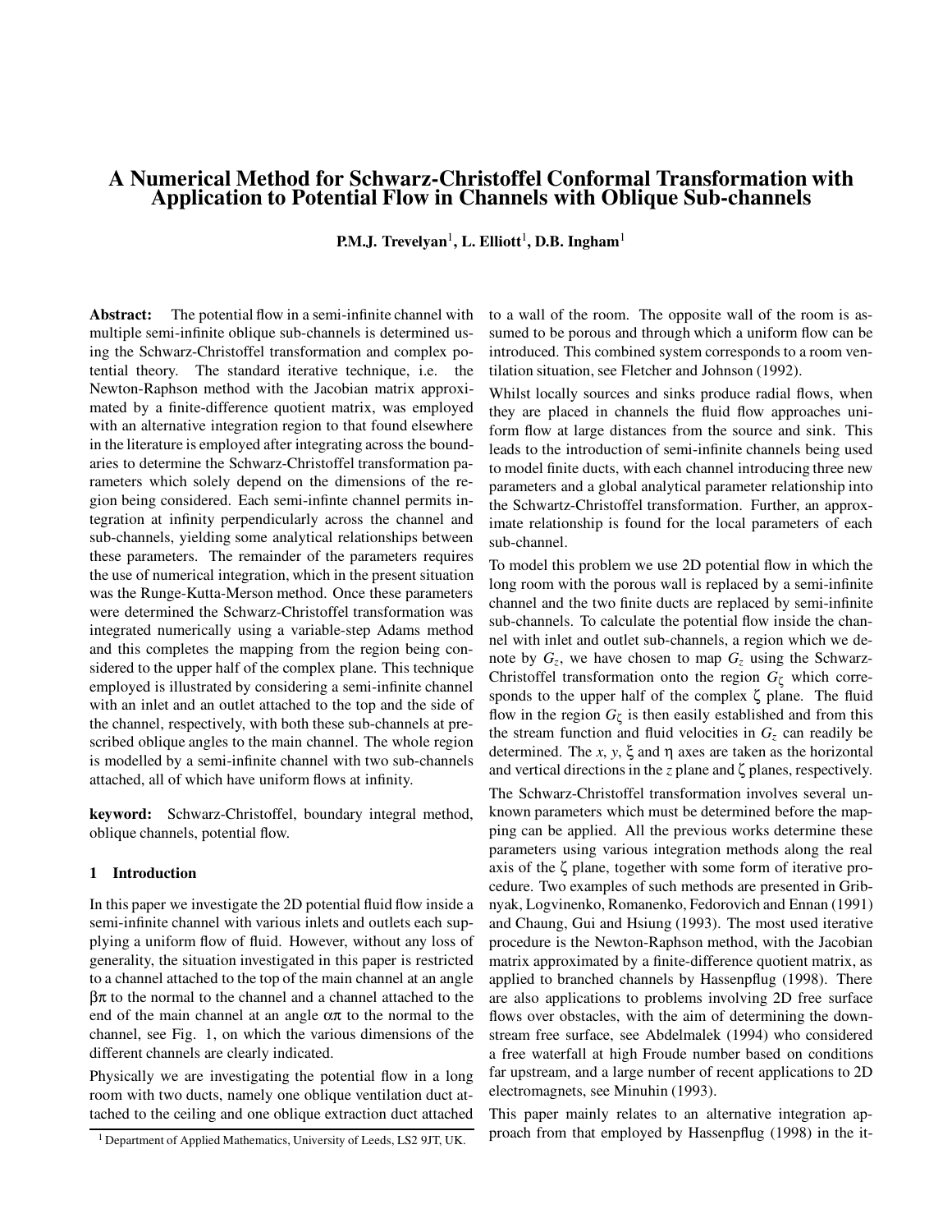# A Numerical Method for Schwarz-Christoffel Conformal Transformation with Application to Potential Flow in Channels with Oblique Sub-channels

**P.M.J. Trevelyan**[1], **L. Elliott**[1], **D.B. Ingham**[1]

**Abstract:** The potential flow in a semi-infinite channel with multiple semi-infinite oblique sub-channels is determined using the Schwarz-Christoffel transformation and complex potential theory. The standard iterative technique, i.e. the Newton-Raphson method with the Jacobian matrix approximated by a finite-difference quotient matrix, was employed with an alternative integration region to that found elsewhere in the literature is employed after integrating across the boundaries to determine the Schwarz-Christoffel transformation parameters which solely depend on the dimensions of the region being considered. Each semi-infinte channel permits integration at infinity perpendicularly across the channel and sub-channels, yielding some analytical relationships between these parameters. The remainder of the parameters requires the use of numerical integration, which in the present situation was the Runge-Kutta-Merson method. Once these parameters were determined the Schwarz-Christoffel transformation was integrated numerically using a variable-step Adams method and this completes the mapping from the region being considered to the upper half of the complex plane. This technique employed is illustrated by considering a semi-infinite channel with an inlet and an outlet attached to the top and the side of the channel, respectively, with both these sub-channels at prescribed oblique angles to the main channel. The whole region is modelled by a semi-infinite channel with two sub-channels attached, all of which have uniform flows at infinity.

**keyword:** Schwarz-Christoffel, boundary integral method, oblique channels, potential flow.

## 1 Introduction

In this paper we investigate the 2D potential fluid flow inside a semi-infinite channel with various inlets and outlets each supplying a uniform flow of fluid. However, without any loss of generality, the situation investigated in this paper is restricted to a channel attached to the top of the main channel at an angle $\beta\pi$ to the normal to the channel and a channel attached to the end of the main channel at an angle $\alpha\pi$ to the normal to the channel, see Fig. 1, on which the various dimensions of the different channels are clearly indicated.

Physically we are investigating the potential flow in a long room with two ducts, namely one oblique ventilation duct attached to the ceiling and one oblique extraction duct attached to a wall of the room. The opposite wall of the room is assumed to be porous and through which a uniform flow can be introduced. This combined system corresponds to a room ventilation situation, see Fletcher and Johnson (1992).

Whilst locally sources and sinks produce radial flows, when they are placed in channels the fluid flow approaches uniform flow at large distances from the source and sink. This leads to the introduction of semi-infinite channels being used to model finite ducts, with each channel introducing three new parameters and a global analytical parameter relationship into the Schwartz-Christoffel transformation. Further, an approximate relationship is found for the local parameters of each sub-channel.

To model this problem we use 2D potential flow in which the long room with the porous wall is replaced by a semi-infinite channel and the two finite ducts are replaced by semi-infinite sub-channels. To calculate the potential flow inside the channel with inlet and outlet sub-channels, a region which we denote by $G_z$, we have chosen to map $G_z$ using the Schwarz-Christoffel transformation onto the region $G_\zeta$ which corresponds to the upper half of the complex $\zeta$ plane. The fluid flow in the region $G_\zeta$ is then easily established and from this the stream function and fluid velocities in $G_z$ can readily be determined. The $x$, $y$, $\xi$ and $\eta$ axes are taken as the horizontal and vertical directions in the $z$ plane and $\zeta$ planes, respectively.

The Schwarz-Christoffel transformation involves several unknown parameters which must be determined before the mapping can be applied. All the previous works determine these parameters using various integration methods along the real axis of the $\zeta$ plane, together with some form of iterative procedure. Two examples of such methods are presented in Gribnyak, Logvinenko, Romanenko, Fedorovich and Ennan (1991) and Chaung, Gui and Hsiung (1993). The most used iterative procedure is the Newton-Raphson method, with the Jacobian matrix approximated by a finite-difference quotient matrix, as applied to branched channels by Hassenpflug (1998). There are also applications to problems involving 2D free surface flows over obstacles, with the aim of determining the downstream free surface, see Abdelmalek (1994) who considered a free waterfall at high Froude number based on conditions far upstream, and a large number of recent applications to 2D electromagnets, see Minuhin (1993).

This paper mainly relates to an alternative integration approach from that employed by Hassenpflug (1998) in the it-

[1] Department of Applied Mathematics, University of Leeds, LS2 9JT, UK.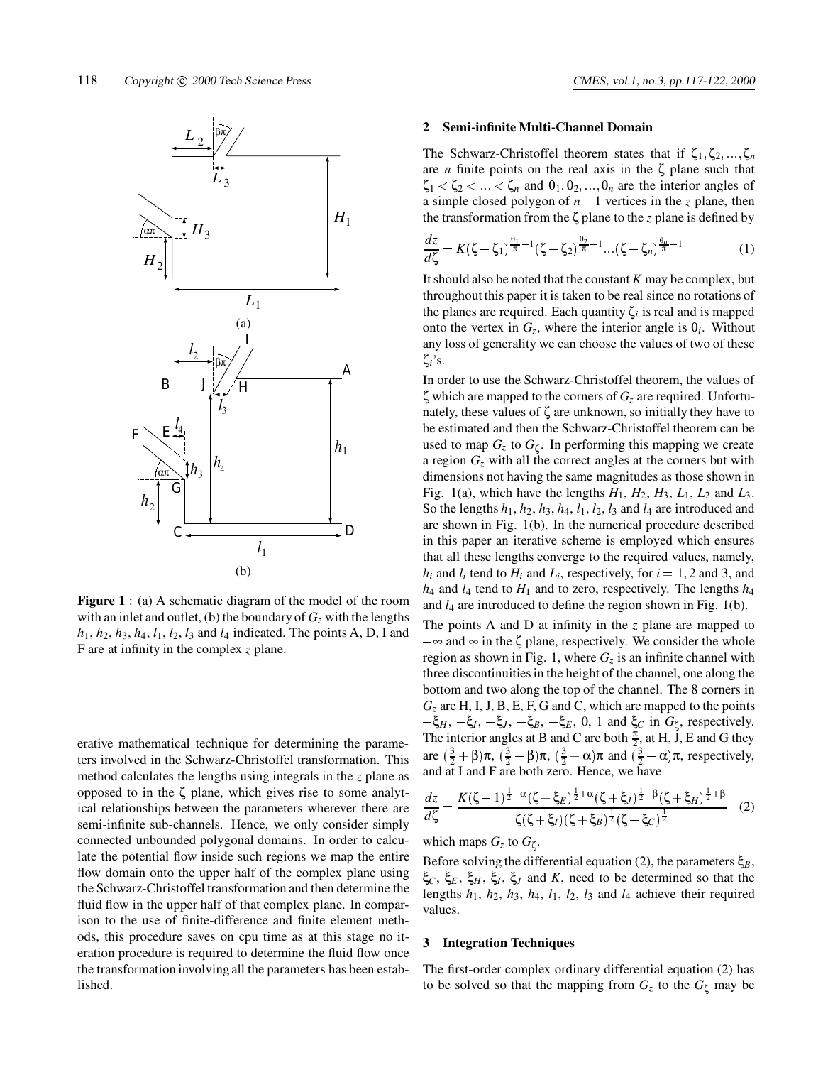**Figure 1** : (a) A schematic diagram of the model of the room with an inlet and outlet, (b) the boundary of $G_z$ with the lengths $h_1$, $h_2$, $h_3$, $h_4$, $l_1$, $l_2$, $l_3$ and $l_4$ indicated. The points A, D, I and F are at infinity in the complex $z$ plane.

erative mathematical technique for determining the parameters involved in the Schwarz-Christoffel transformation. This method calculates the lengths using integrals in the $z$ plane as opposed to in the $\zeta$ plane, which gives rise to some analytical relationships between the parameters wherever there are semi-infinite sub-channels. Hence, we only consider simply connected unbounded polygonal domains. In order to calculate the potential flow inside such regions we map the entire flow domain onto the upper half of the complex plane using the Schwarz-Christoffel transformation and then determine the fluid flow in the upper half of that complex plane. In comparison to the use of finite-difference and finite element methods, this procedure saves on cpu time as at this stage no iteration procedure is required to determine the fluid flow once the transformation involving all the parameters has been established.

## 2 Semi-infinite Multi-Channel Domain

The Schwarz-Christoffel theorem states that if $\zeta_1, \zeta_2, ..., \zeta_n$ are $n$ finite points on the real axis in the $\zeta$ plane such that $\zeta_1 < \zeta_2 < ... < \zeta_n$ and $\theta_1, \theta_2, ..., \theta_n$ are the interior angles of a simple closed polygon of $n+1$ vertices in the $z$ plane, then the transformation from the $\zeta$ plane to the $z$ plane is defined by

$$\frac{dz}{d\zeta} = K(\zeta - \zeta_1)^{\frac{\theta_1}{\pi}-1}(\zeta - \zeta_2)^{\frac{\theta_2}{\pi}-1}...(\zeta - \zeta_n)^{\frac{\theta_n}{\pi}-1} \tag{1}$$

It should also be noted that the constant $K$ may be complex, but throughout this paper it is taken to be real since no rotations of the planes are required. Each quantity $\zeta_i$ is real and is mapped onto the vertex in $G_z$, where the interior angle is $\theta_i$. Without any loss of generality we can choose the values of two of these $\zeta_i$'s.

In order to use the Schwarz-Christoffel theorem, the values of $\zeta$ which are mapped to the corners of $G_z$ are required. Unfortunately, these values of $\zeta$ are unknown, so initially they have to be estimated and then the Schwarz-Christoffel theorem can be used to map $G_z$ to $G_\zeta$. In performing this mapping we create a region $G_z$ with all the correct angles at the corners but with dimensions not having the same magnitudes as those shown in Fig. 1(a), which have the lengths $H_1$, $H_2$, $H_3$, $L_1$, $L_2$ and $L_3$. So the lengths $h_1$, $h_2$, $h_3$, $h_4$, $l_1$, $l_2$, $l_3$ and $l_4$ are introduced and are shown in Fig. 1(b). In the numerical procedure described in this paper an iterative scheme is employed which ensures that all these lengths converge to the required values, namely, $h_i$ and $l_i$ tend to $H_i$ and $L_i$, respectively, for $i = 1, 2$ and 3, and $h_4$ and $l_4$ tend to $H_1$ and to zero, respectively. The lengths $h_4$ and $l_4$ are introduced to define the region shown in Fig. 1(b).

The points A and D at infinity in the $z$ plane are mapped to $-\infty$ and $\infty$ in the $\zeta$ plane, respectively. We consider the whole region as shown in Fig. 1, where $G_z$ is an infinite channel with three discontinuities in the height of the channel, one along the bottom and two along the top of the channel. The 8 corners in $G_z$ are H, I, J, B, E, F, G and C, which are mapped to the points $-\xi_H$, $-\xi_I$, $-\xi_J$, $-\xi_B$, $-\xi_E$, 0, 1 and $\xi_C$ in $G_\zeta$, respectively. The interior angles at B and C are both $\frac{\pi}{2}$, at H, J, E and G they are $(\frac{3}{2}+\beta)\pi$, $(\frac{3}{2}-\beta)\pi$, $(\frac{3}{2}+\alpha)\pi$ and $(\frac{3}{2}-\alpha)\pi$, respectively, and at I and F are both zero. Hence, we have

$$\frac{dz}{d\zeta} = \frac{K(\zeta-1)^{\frac{1}{2}-\alpha}(\zeta+\xi_E)^{\frac{1}{2}+\alpha}(\zeta+\xi_J)^{\frac{1}{2}-\beta}(\zeta+\xi_H)^{\frac{1}{2}+\beta}}{\zeta(\zeta+\xi_I)(\zeta+\xi_B)^{\frac{1}{2}}(\zeta-\xi_C)^{\frac{1}{2}}} \tag{2}$$

which maps $G_z$ to $G_\zeta$.

Before solving the differential equation (2), the parameters $\xi_B$, $\xi_C$, $\xi_E$, $\xi_H$, $\xi_I$, $\xi_J$ and $K$, need to be determined so that the lengths $h_1$, $h_2$, $h_3$, $h_4$, $l_1$, $l_2$, $l_3$ and $l_4$ achieve their required values.

## 3 Integration Techniques

The first-order complex ordinary differential equation (2) has to be solved so that the mapping from $G_z$ to the $G_\zeta$ may be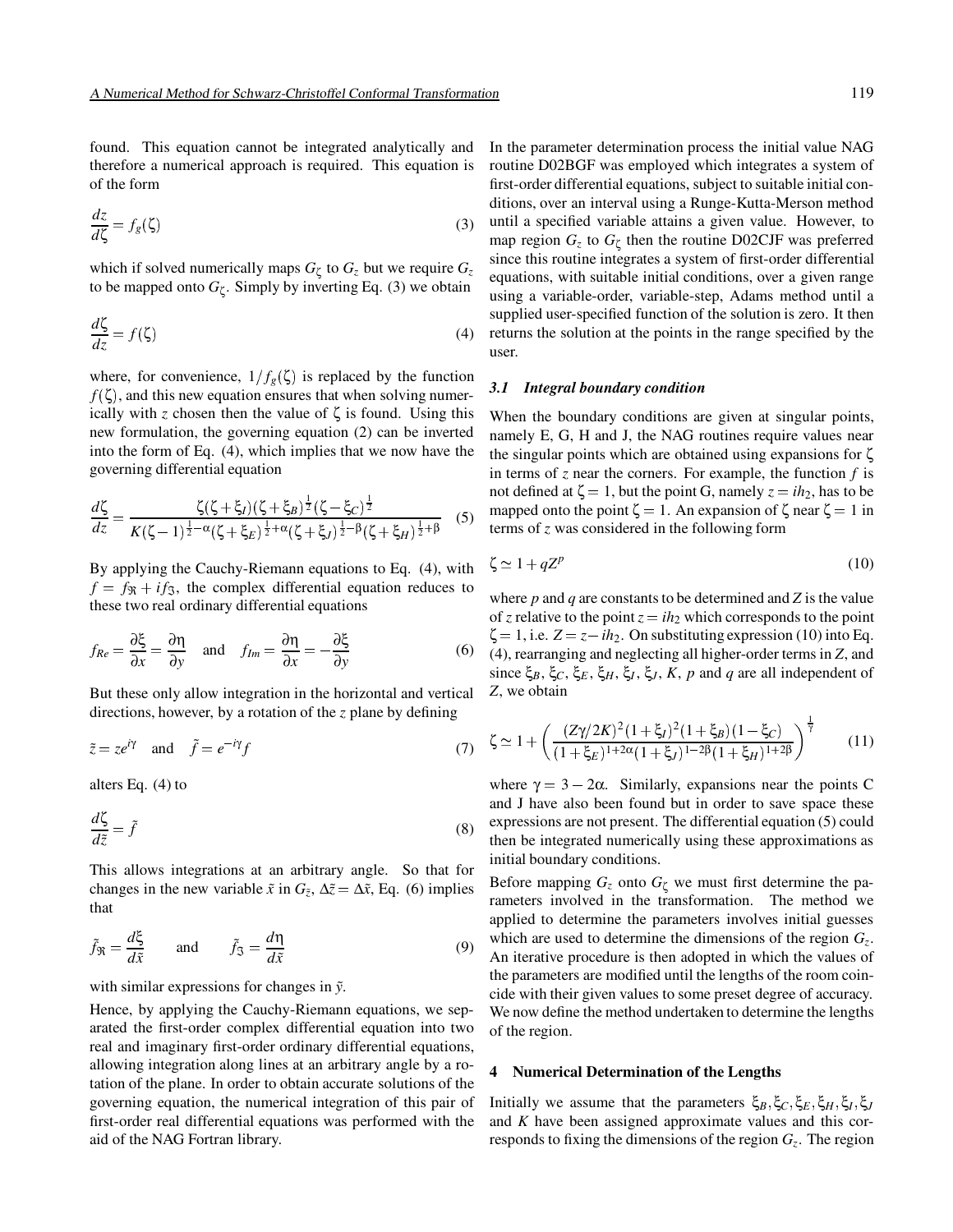found. This equation cannot be integrated analytically and therefore a numerical approach is required. This equation is of the form

$$\frac{dz}{d\zeta} = f_g(\zeta) \tag{3}$$

which if solved numerically maps $G_\zeta$ to $G_z$ but we require $G_z$ to be mapped onto $G_\zeta$. Simply by inverting Eq. (3) we obtain

$$\frac{d\zeta}{dz} = f(\zeta) \tag{4}$$

where, for convenience, $1/f_g(\zeta)$ is replaced by the function $f(\zeta)$, and this new equation ensures that when solving numerically with $z$ chosen then the value of $\zeta$ is found. Using this new formulation, the governing equation (2) can be inverted into the form of Eq. (4), which implies that we now have the governing differential equation

$$\frac{d\zeta}{dz} = \frac{\zeta(\zeta+\xi_I)(\zeta+\xi_B)^{\frac{1}{2}}(\zeta-\xi_C)^{\frac{1}{2}}}{K(\zeta-1)^{\frac{1}{2}-\alpha}(\zeta+\xi_E)^{\frac{1}{2}+\alpha}(\zeta+\xi_J)^{\frac{1}{2}-\beta}(\zeta+\xi_H)^{\frac{1}{2}+\beta}} \tag{5}$$

By applying the Cauchy-Riemann equations to Eq. (4), with $f = f_{\Re} + i f_{\Im}$, the complex differential equation reduces to these two real ordinary differential equations

$$f_{Re} = \frac{\partial \xi}{\partial x} = \frac{\partial \eta}{\partial y} \quad \text{and} \quad f_{Im} = \frac{\partial \eta}{\partial x} = -\frac{\partial \xi}{\partial y} \tag{6}$$

But these only allow integration in the horizontal and vertical directions, however, by a rotation of the $z$ plane by defining

$$\tilde{z} = z e^{i\gamma} \quad \text{and} \quad \tilde{f} = e^{-i\gamma} f \tag{7}$$

alters Eq. (4) to

$$\frac{d\zeta}{d\tilde{z}} = \tilde{f} \tag{8}$$

This allows integrations at an arbitrary angle. So that for changes in the new variable $\tilde{x}$ in $G_{\tilde{z}}$, $\Delta\tilde{z} = \Delta\tilde{x}$, Eq. (6) implies that

$$\tilde{f}_{\Re} = \frac{d\xi}{d\tilde{x}} \qquad \text{and} \qquad \tilde{f}_{\Im} = \frac{d\eta}{d\tilde{x}} \tag{9}$$

with similar expressions for changes in $\tilde{y}$.

Hence, by applying the Cauchy-Riemann equations, we separated the first-order complex differential equation into two real and imaginary first-order ordinary differential equations, allowing integration along lines at an arbitrary angle by a rotation of the plane. In order to obtain accurate solutions of the governing equation, the numerical integration of this pair of first-order real differential equations was performed with the aid of the NAG Fortran library.

In the parameter determination process the initial value NAG routine D02BGF was employed which integrates a system of first-order differential equations, subject to suitable initial conditions, over an interval using a Runge-Kutta-Merson method until a specified variable attains a given value. However, to map region $G_z$ to $G_\zeta$ then the routine D02CJF was preferred since this routine integrates a system of first-order differential equations, with suitable initial conditions, over a given range using a variable-order, variable-step, Adams method until a supplied user-specified function of the solution is zero. It then returns the solution at the points in the range specified by the user.

### *3.1 Integral boundary condition*

When the boundary conditions are given at singular points, namely E, G, H and J, the NAG routines require values near the singular points which are obtained using expansions for $\zeta$ in terms of $z$ near the corners. For example, the function $f$ is not defined at $\zeta = 1$, but the point G, namely $z = ih_2$, has to be mapped onto the point $\zeta = 1$. An expansion of $\zeta$ near $\zeta = 1$ in terms of $z$ was considered in the following form

$$\zeta \simeq 1 + qZ^p \tag{10}$$

where $p$ and $q$ are constants to be determined and $Z$ is the value of $z$ relative to the point $z = ih_2$ which corresponds to the point $\zeta = 1$, i.e. $Z = z - ih_2$. On substituting expression (10) into Eq. (4), rearranging and neglecting all higher-order terms in $Z$, and since $\xi_B$, $\xi_C$, $\xi_E$, $\xi_H$, $\xi_I$, $\xi_J$, $K$, $p$ and $q$ are all independent of $Z$, we obtain

$$\zeta \simeq 1 + \left( \frac{(Z\gamma/2K)^2(1+\xi_I)^2(1+\xi_B)(1-\xi_C)}{(1+\xi_E)^{1+2\alpha}(1+\xi_J)^{1-2\beta}(1+\xi_H)^{1+2\beta}} \right)^{\frac{1}{\gamma}} \tag{11}$$

where $\gamma = 3 - 2\alpha$. Similarly, expansions near the points C and J have also been found but in order to save space these expressions are not present. The differential equation (5) could then be integrated numerically using these approximations as initial boundary conditions.

Before mapping $G_z$ onto $G_\zeta$ we must first determine the parameters involved in the transformation. The method we applied to determine the parameters involves initial guesses which are used to determine the dimensions of the region $G_z$. An iterative procedure is then adopted in which the values of the parameters are modified until the lengths of the room coincide with their given values to some preset degree of accuracy. We now define the method undertaken to determine the lengths of the region.

## 4 Numerical Determination of the Lengths

Initially we assume that the parameters $\xi_B, \xi_C, \xi_E, \xi_H, \xi_I, \xi_J$ and $K$ have been assigned approximate values and this corresponds to fixing the dimensions of the region $G_z$. The region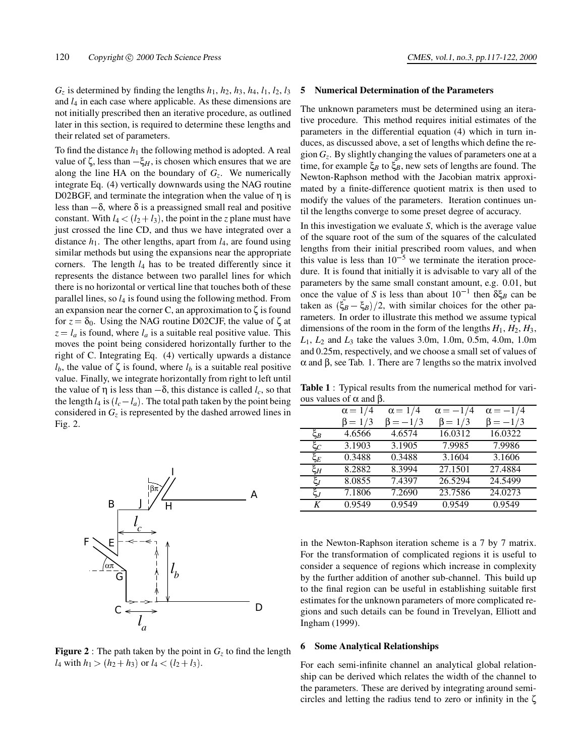$G_z$ is determined by finding the lengths $h_1$, $h_2$, $h_3$, $h_4$, $l_1$, $l_2$, $l_3$ and $l_4$ in each case where applicable. As these dimensions are not initially prescribed then an iterative procedure, as outlined later in this section, is required to determine these lengths and their related set of parameters.

To find the distance $h_1$ the following method is adopted. A real value of $\zeta$, less than $-\xi_H$, is chosen which ensures that we are along the line HA on the boundary of $G_z$. We numerically integrate Eq. (4) vertically downwards using the NAG routine D02BGF, and terminate the integration when the value of $\eta$ is less than $-\delta$, where $\delta$ is a preassigned small real and positive constant. With $l_4 < (l_2 + l_3)$, the point in the $z$ plane must have just crossed the line CD, and thus we have integrated over a distance $h_1$. The other lengths, apart from $l_4$, are found using similar methods but using the expansions near the appropriate corners. The length $l_4$ has to be treated differently since it represents the distance between two parallel lines for which there is no horizontal or vertical line that touches both of these parallel lines, so $l_4$ is found using the following method. From an expansion near the corner C, an approximation to $\zeta$ is found for $z = \delta_0$. Using the NAG routine D02CJF, the value of $\zeta$ at $z = l_a$ is found, where $l_a$ is a suitable real positive value. This moves the point being considered horizontally further to the right of C. Integrating Eq. (4) vertically upwards a distance $l_b$, the value of $\zeta$ is found, where $l_b$ is a suitable real positive value. Finally, we integrate horizontally from right to left until the value of $\eta$ is less than $-\delta$, this distance is called $l_c$, so that the length $l_4$ is $(l_c - l_a)$. The total path taken by the point being considered in $G_z$ is represented by the dashed arrowed lines in Fig. 2.

**Figure 2** : The path taken by the point in $G_z$ to find the length $l_4$ with $h_1 > (h_2 + h_3)$ or $l_4 < (l_2 + l_3)$.

## 5 Numerical Determination of the Parameters

The unknown parameters must be determined using an iterative procedure. This method requires initial estimates of the parameters in the differential equation (4) which in turn induces, as discussed above, a set of lengths which define the region $G_z$. By slightly changing the values of parameters one at a time, for example $\xi_B$ to $\tilde{\xi}_B$, new sets of lengths are found. The Newton-Raphson method with the Jacobian matrix approximated by a finite-difference quotient matrix is then used to modify the values of the parameters. Iteration continues until the lengths converge to some preset degree of accuracy.

In this investigation we evaluate $S$, which is the average value of the square root of the sum of the squares of the calculated lengths from their initial prescribed room values, and when this value is less than $10^{-5}$ we terminate the iteration procedure. It is found that initially it is advisable to vary all of the parameters by the same small constant amount, e.g. 0.01, but once the value of $S$ is less than about $10^{-1}$ then $\delta\xi_B$ can be taken as $(\tilde{\xi}_B - \xi_B)/2$, with similar choices for the other parameters. In order to illustrate this method we assume typical dimensions of the room in the form of the lengths $H_1$, $H_2$, $H_3$, $L_1$, $L_2$ and $L_3$ take the values 3.0m, 1.0m, 0.5m, 4.0m, 1.0m and 0.25m, respectively, and we choose a small set of values of $\alpha$ and $\beta$, see Tab. 1. There are 7 lengths so the matrix involved in the Newton-Raphson iteration scheme is a 7 by 7 matrix. For the transformation of complicated regions it is useful to consider a sequence of regions which increase in complexity by the further addition of another sub-channel. This build up to the final region can be useful in establishing suitable first estimates for the unknown parameters of more complicated regions and such details can be found in Trevelyan, Elliott and Ingham (1999).

**Table 1** : Typical results from the numerical method for various values of $\alpha$ and $\beta$.

| | $\alpha = 1/4$ $\beta = 1/3$ | $\alpha = 1/4$ $\beta = -1/3$ | $\alpha = -1/4$ $\beta = 1/3$ | $\alpha = -1/4$ $\beta = -1/3$ |
|---|---|---|---|---|
| $\xi_B$ | 4.6566 | 4.6574 | 16.0312 | 16.0322 |
| $\xi_C$ | 3.1903 | 3.1905 | 7.9985 | 7.9986 |
| $\xi_E$ | 0.3488 | 0.3488 | 3.1604 | 3.1606 |
| $\xi_H$ | 8.2882 | 8.3994 | 27.1501 | 27.4884 |
| $\xi_I$ | 8.0855 | 7.4397 | 26.5294 | 24.5499 |
| $\xi_J$ | 7.1806 | 7.2690 | 23.7586 | 24.0273 |
| $K$ | 0.9549 | 0.9549 | 0.9549 | 0.9549 |

## 6 Some Analytical Relationships

For each semi-infinite channel an analytical global relationship can be derived which relates the width of the channel to the parameters. These are derived by integrating around semi-circles and letting the radius tend to zero or infinity in the $\zeta$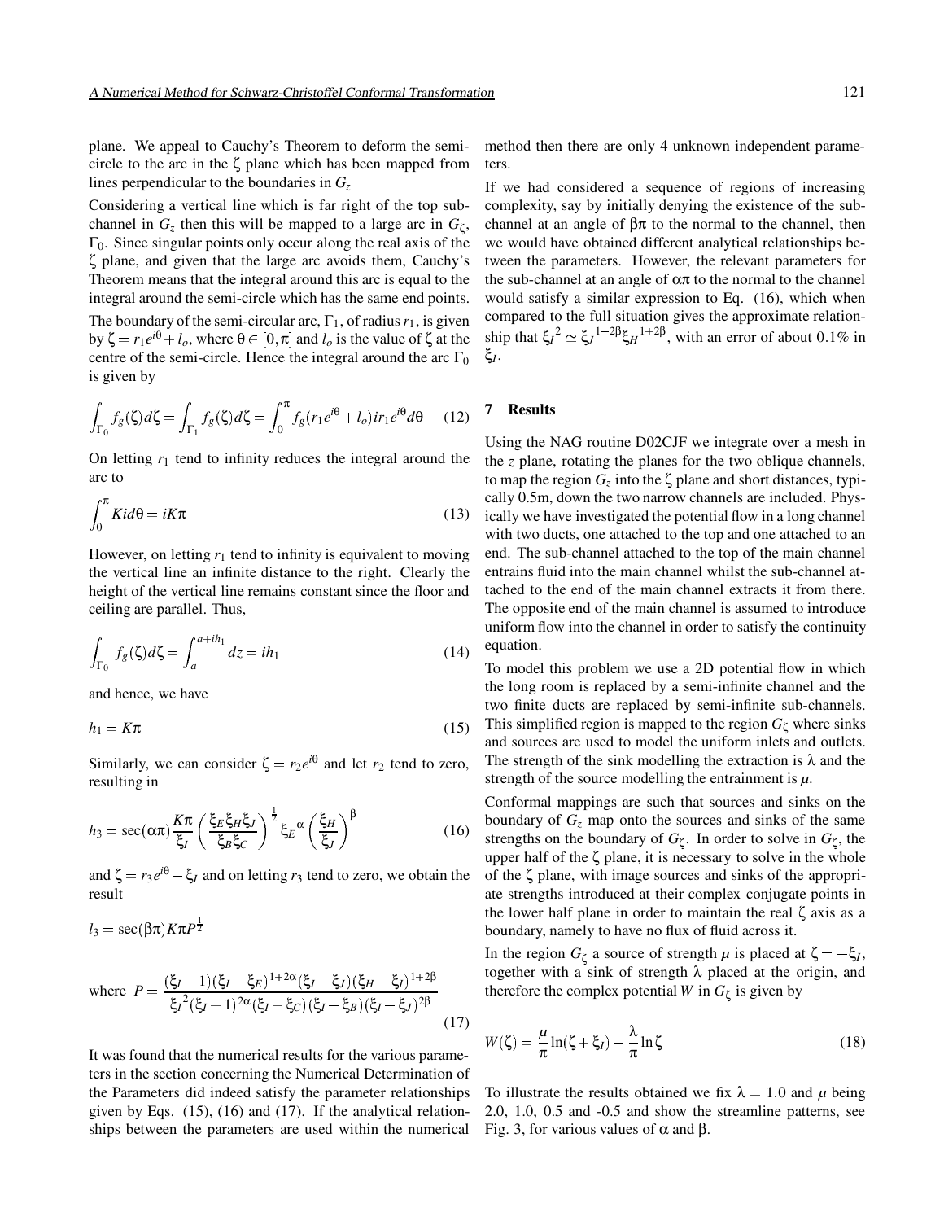plane. We appeal to Cauchy's Theorem to deform the semicircle to the arc in the $\zeta$ plane which has been mapped from lines perpendicular to the boundaries in $G_z$

Considering a vertical line which is far right of the top sub-channel in $G_z$ then this will be mapped to a large arc in $G_\zeta$, $\Gamma_0$. Since singular points only occur along the real axis of the $\zeta$ plane, and given that the large arc avoids them, Cauchy's Theorem means that the integral around this arc is equal to the integral around the semi-circle which has the same end points.

The boundary of the semi-circular arc, $\Gamma_1$, of radius $r_1$, is given by $\zeta = r_1 e^{i\theta} + l_o$, where $\theta \in [0, \pi]$ and $l_o$ is the value of $\zeta$ at the centre of the semi-circle. Hence the integral around the arc $\Gamma_0$ is given by

$$\int_{\Gamma_0} f_g(\zeta)d\zeta = \int_{\Gamma_1} f_g(\zeta)d\zeta = \int_0^{\pi} f_g(r_1 e^{i\theta} + l_o) i r_1 e^{i\theta} d\theta \quad (12)$$

On letting $r_1$ tend to infinity reduces the integral around the arc to

$$\int_0^{\pi} K i d\theta = iK\pi \quad (13)$$

However, on letting $r_1$ tend to infinity is equivalent to moving the vertical line an infinite distance to the right. Clearly the height of the vertical line remains constant since the floor and ceiling are parallel. Thus,

$$\int_{\Gamma_0} f_g(\zeta)d\zeta = \int_a^{a+ih_1} dz = ih_1 \quad (14)$$

and hence, we have

$$h_1 = K\pi \quad (15)$$

Similarly, we can consider $\zeta = r_2 e^{i\theta}$ and let $r_2$ tend to zero, resulting in

$$h_3 = \sec(\alpha\pi)\frac{K\pi}{\xi_I}\left(\frac{\xi_E \xi_H \xi_J}{\xi_B \xi_C}\right)^{\frac{1}{2}} {\xi_E}^{\alpha}\left(\frac{\xi_H}{\xi_J}\right)^{\beta} \quad (16)$$

and $\zeta = r_3 e^{i\theta} - \xi_I$ and on letting $r_3$ tend to zero, we obtain the result

$$l_3 = \sec(\beta\pi) K\pi P^{\frac{1}{2}}$$

$$\text{where } P = \frac{(\xi_I + 1)(\xi_I - \xi_E)^{1+2\alpha}(\xi_I - \xi_J)(\xi_H - \xi_I)^{1+2\beta}}{{\xi_I}^2(\xi_I + 1)^{2\alpha}(\xi_I + \xi_C)(\xi_I - \xi_B)(\xi_I - \xi_J)^{2\beta}} \quad (17)$$

It was found that the numerical results for the various parameters in the section concerning the Numerical Determination of the Parameters did indeed satisfy the parameter relationships given by Eqs. (15), (16) and (17). If the analytical relationships between the parameters are used within the numerical method then there are only 4 unknown independent parameters.

If we had considered a sequence of regions of increasing complexity, say by initially denying the existence of the sub-channel at an angle of $\beta\pi$ to the normal to the channel, then we would have obtained different analytical relationships between the parameters. However, the relevant parameters for the sub-channel at an angle of $\alpha\pi$ to the normal to the channel would satisfy a similar expression to Eq. (16), which when compared to the full situation gives the approximate relationship that ${\xi_I}^2 \simeq {\xi_J}^{1-2\beta}{\xi_H}^{1+2\beta}$, with an error of about 0.1% in $\xi_I$.

## 7 Results

Using the NAG routine D02CJF we integrate over a mesh in the $z$ plane, rotating the planes for the two oblique channels, to map the region $G_z$ into the $\zeta$ plane and short distances, typically 0.5m, down the two narrow channels are included. Physically we have investigated the potential flow in a long channel with two ducts, one attached to the top and one attached to an end. The sub-channel attached to the top of the main channel entrains fluid into the main channel whilst the sub-channel attached to the end of the main channel extracts it from there. The opposite end of the main channel is assumed to introduce uniform flow into the channel in order to satisfy the continuity equation.

To model this problem we use a 2D potential flow in which the long room is replaced by a semi-infinite channel and the two finite ducts are replaced by semi-infinite sub-channels. This simplified region is mapped to the region $G_\zeta$ where sinks and sources are used to model the uniform inlets and outlets. The strength of the sink modelling the extraction is $\lambda$ and the strength of the source modelling the entrainment is $\mu$.

Conformal mappings are such that sources and sinks on the boundary of $G_z$ map onto the sources and sinks of the same strengths on the boundary of $G_\zeta$. In order to solve in $G_\zeta$, the upper half of the $\zeta$ plane, it is necessary to solve in the whole of the $\zeta$ plane, with image sources and sinks of the appropriate strengths introduced at their complex conjugate points in the lower half plane in order to maintain the real $\zeta$ axis as a boundary, namely to have no flux of fluid across it.

In the region $G_\zeta$ a source of strength $\mu$ is placed at $\zeta = -\xi_I$, together with a sink of strength $\lambda$ placed at the origin, and therefore the complex potential $W$ in $G_\zeta$ is given by

$$W(\zeta) = \frac{\mu}{\pi}\ln(\zeta + \xi_I) - \frac{\lambda}{\pi}\ln\zeta \quad (18)$$

To illustrate the results obtained we fix $\lambda = 1.0$ and $\mu$ being 2.0, 1.0, 0.5 and -0.5 and show the streamline patterns, see Fig. 3, for various values of $\alpha$ and $\beta$.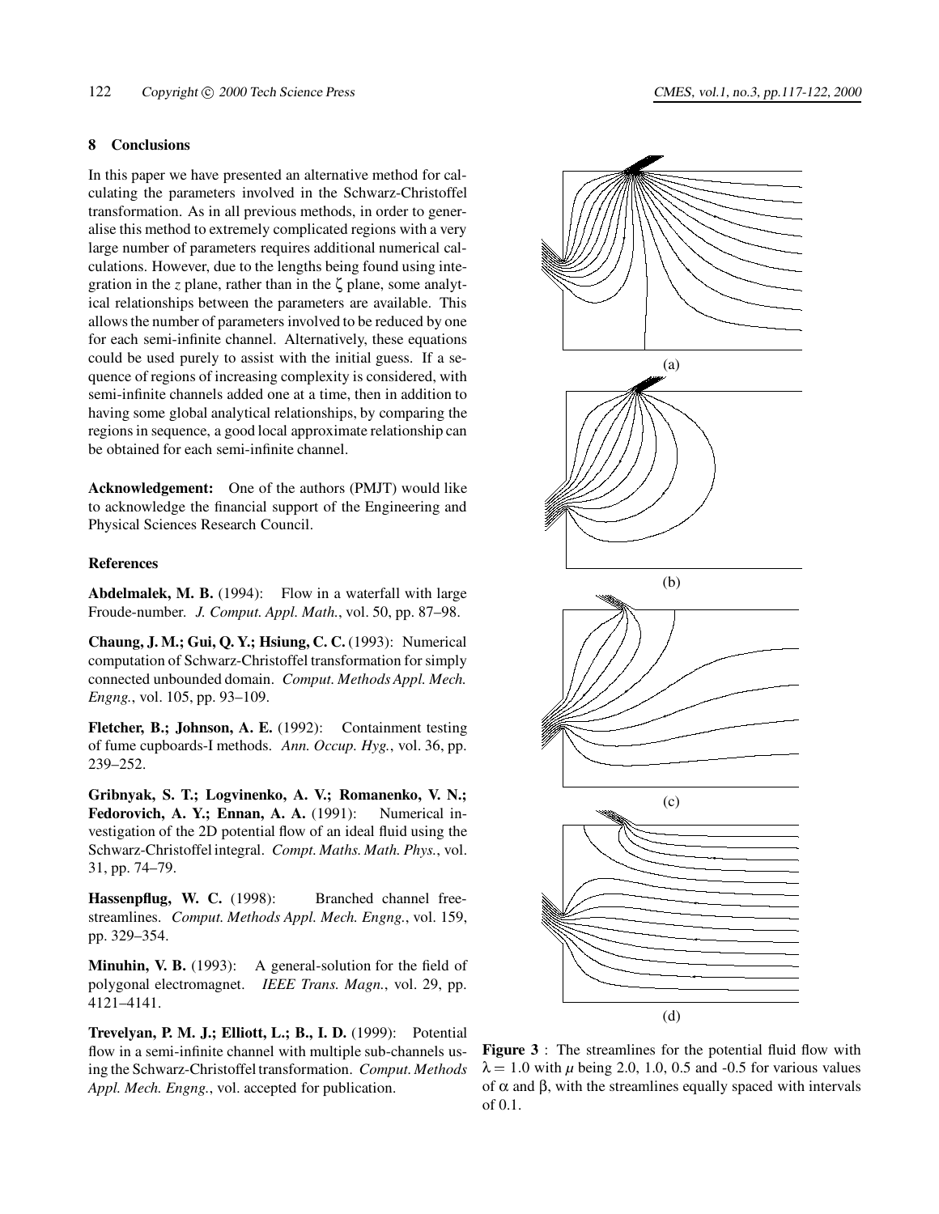## 8 Conclusions

In this paper we have presented an alternative method for calculating the parameters involved in the Schwarz-Christoffel transformation. As in all previous methods, in order to generalise this method to extremely complicated regions with a very large number of parameters requires additional numerical calculations. However, due to the lengths being found using integration in the $z$ plane, rather than in the $\zeta$ plane, some analytical relationships between the parameters are available. This allows the number of parameters involved to be reduced by one for each semi-infinite channel. Alternatively, these equations could be used purely to assist with the initial guess. If a sequence of regions of increasing complexity is considered, with semi-infinite channels added one at a time, then in addition to having some global analytical relationships, by comparing the regions in sequence, a good local approximate relationship can be obtained for each semi-infinite channel.

**Acknowledgement:** One of the authors (PMJT) would like to acknowledge the financial support of the Engineering and Physical Sciences Research Council.

### References

**Abdelmalek, M. B.** (1994): Flow in a waterfall with large Froude-number. *J. Comput. Appl. Math.*, vol. 50, pp. 87–98.

**Chaung, J. M.; Gui, Q. Y.; Hsiung, C. C.** (1993): Numerical computation of Schwarz-Christoffel transformation for simply connected unbounded domain. *Comput. Methods Appl. Mech. Engng.*, vol. 105, pp. 93–109.

**Fletcher, B.; Johnson, A. E.** (1992): Containment testing of fume cupboards-I methods. *Ann. Occup. Hyg.*, vol. 36, pp. 239–252.

**Gribnyak, S. T.; Logvinenko, A. V.; Romanenko, V. N.; Fedorovich, A. Y.; Ennan, A. A.** (1991): Numerical investigation of the 2D potential flow of an ideal fluid using the Schwarz-Christoffel integral. *Compt. Maths. Math. Phys.*, vol. 31, pp. 74–79.

**Hassenpflug, W. C.** (1998): Branched channel free-streamlines. *Comput. Methods Appl. Mech. Engng.*, vol. 159, pp. 329–354.

**Minuhin, V. B.** (1993): A general-solution for the field of polygonal electromagnet. *IEEE Trans. Magn.*, vol. 29, pp. 4121–4141.

**Trevelyan, P. M. J.; Elliott, L.; B., I. D.** (1999): Potential flow in a semi-infinite channel with multiple sub-channels using the Schwarz-Christoffel transformation. *Comput. Methods Appl. Mech. Engng.*, vol. accepted for publication.

(a)

(b)

(c)

(d)

**Figure 3** : The streamlines for the potential fluid flow with $\lambda = 1.0$ with $\mu$ being 2.0, 1.0, 0.5 and -0.5 for various values of $\alpha$ and $\beta$, with the streamlines equally spaced with intervals of 0.1.